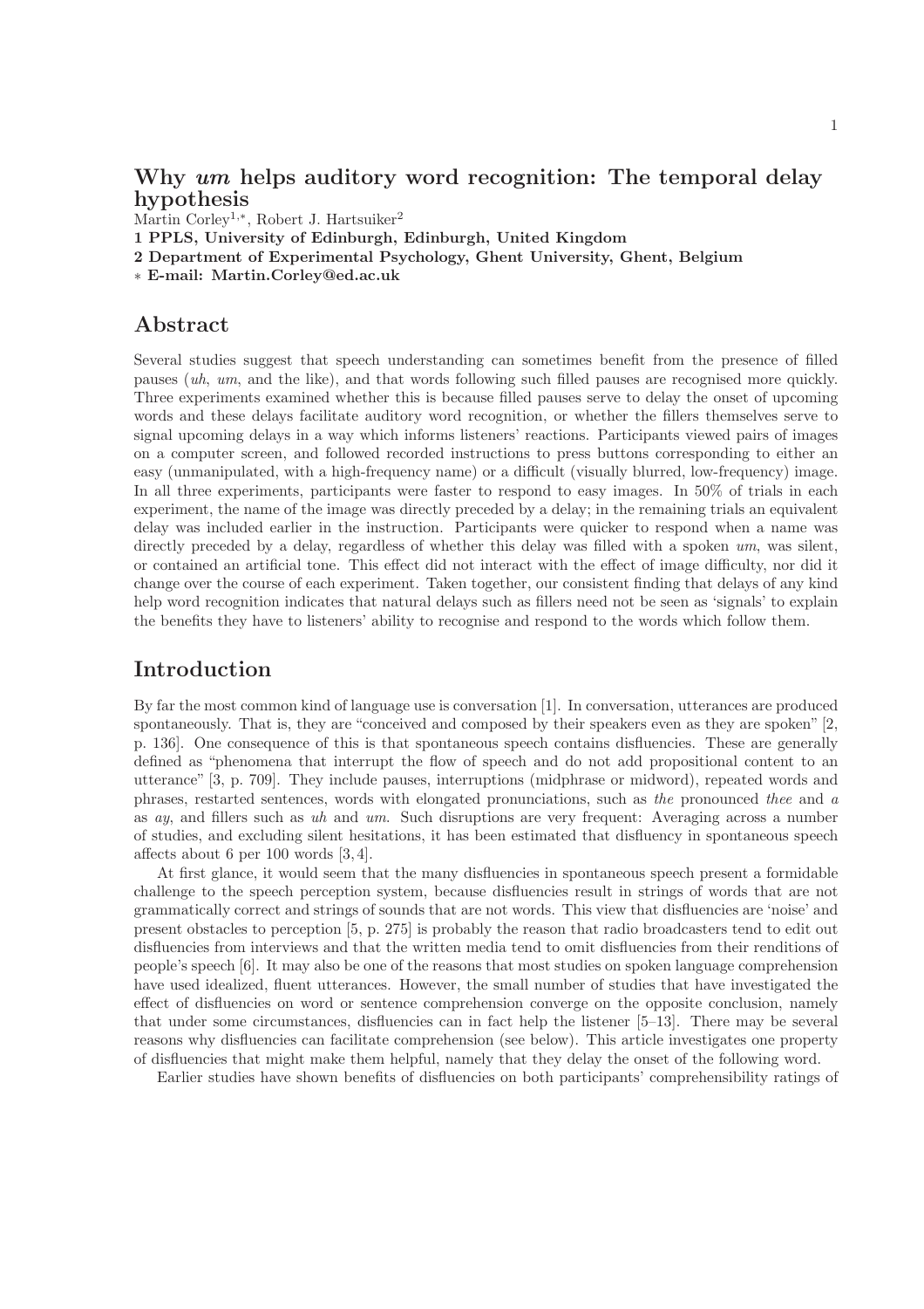# Why *um* helps auditory word recognition: The temporal delay hypothesis

Martin Corley[1,*], Robert J. Hartsuiker[2]

**1 PPLS, University of Edinburgh, Edinburgh, United Kingdom**

**2 Department of Experimental Psychology, Ghent University, Ghent, Belgium**

**\* E-mail: Martin.Corley@ed.ac.uk**

## Abstract

Several studies suggest that speech understanding can sometimes benefit from the presence of filled pauses (*uh*, *um*, and the like), and that words following such filled pauses are recognised more quickly. Three experiments examined whether this is because filled pauses serve to delay the onset of upcoming words and these delays facilitate auditory word recognition, or whether the fillers themselves serve to signal upcoming delays in a way which informs listeners' reactions. Participants viewed pairs of images on a computer screen, and followed recorded instructions to press buttons corresponding to either an easy (unmanipulated, with a high-frequency name) or a difficult (visually blurred, low-frequency) image. In all three experiments, participants were faster to respond to easy images. In 50% of trials in each experiment, the name of the image was directly preceded by a delay; in the remaining trials an equivalent delay was included earlier in the instruction. Participants were quicker to respond when a name was directly preceded by a delay, regardless of whether this delay was filled with a spoken *um*, was silent, or contained an artificial tone. This effect did not interact with the effect of image difficulty, nor did it change over the course of each experiment. Taken together, our consistent finding that delays of any kind help word recognition indicates that natural delays such as fillers need not be seen as 'signals' to explain the benefits they have to listeners' ability to recognise and respond to the words which follow them.

## Introduction

By far the most common kind of language use is conversation [1]. In conversation, utterances are produced spontaneously. That is, they are "conceived and composed by their speakers even as they are spoken" [2, p. 136]. One consequence of this is that spontaneous speech contains disfluencies. These are generally defined as "phenomena that interrupt the flow of speech and do not add propositional content to an utterance" [3, p. 709]. They include pauses, interruptions (midphrase or midword), repeated words and phrases, restarted sentences, words with elongated pronunciations, such as *the* pronounced *thee* and *a* as *ay*, and fillers such as *uh* and *um*. Such disruptions are very frequent: Averaging across a number of studies, and excluding silent hesitations, it has been estimated that disfluency in spontaneous speech affects about 6 per 100 words [3, 4].

At first glance, it would seem that the many disfluencies in spontaneous speech present a formidable challenge to the speech perception system, because disfluencies result in strings of words that are not grammatically correct and strings of sounds that are not words. This view that disfluencies are 'noise' and present obstacles to perception [5, p. 275] is probably the reason that radio broadcasters tend to edit out disfluencies from interviews and that the written media tend to omit disfluencies from their renditions of people's speech [6]. It may also be one of the reasons that most studies on spoken language comprehension have used idealized, fluent utterances. However, the small number of studies that have investigated the effect of disfluencies on word or sentence comprehension converge on the opposite conclusion, namely that under some circumstances, disfluencies can in fact help the listener [5–13]. There may be several reasons why disfluencies can facilitate comprehension (see below). This article investigates one property of disfluencies that might make them helpful, namely that they delay the onset of the following word.

Earlier studies have shown benefits of disfluencies on both participants' comprehensibility ratings of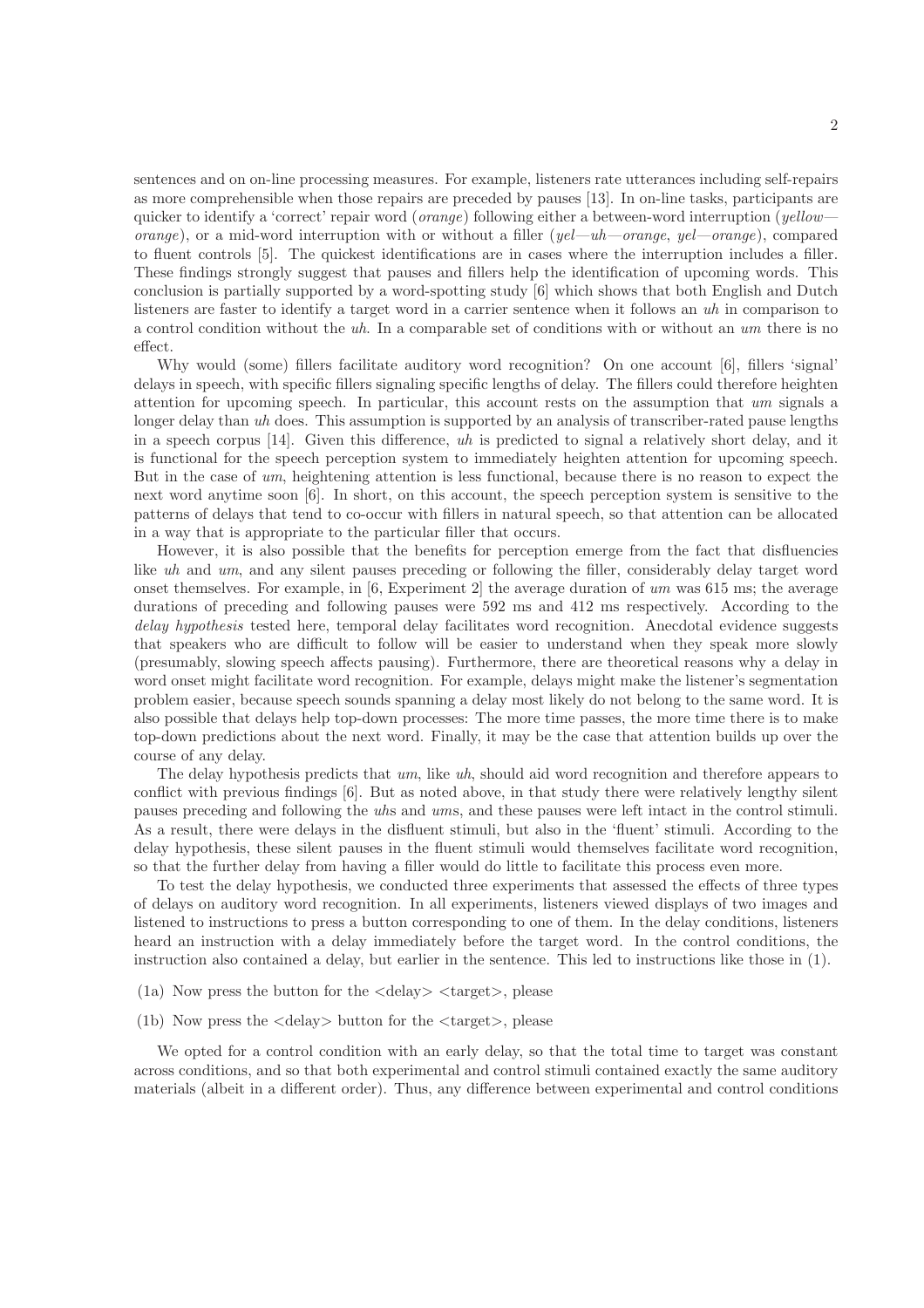sentences and on on-line processing measures. For example, listeners rate utterances including self-repairs as more comprehensible when those repairs are preceded by pauses [13]. In on-line tasks, participants are quicker to identify a 'correct' repair word (*orange*) following either a between-word interruption (*yellow—orange*), or a mid-word interruption with or without a filler (*yel—uh—orange*, *yel—orange*), compared to fluent controls [5]. The quickest identifications are in cases where the interruption includes a filler. These findings strongly suggest that pauses and fillers help the identification of upcoming words. This conclusion is partially supported by a word-spotting study [6] which shows that both English and Dutch listeners are faster to identify a target word in a carrier sentence when it follows an *uh* in comparison to a control condition without the *uh*. In a comparable set of conditions with or without an *um* there is no effect.

Why would (some) fillers facilitate auditory word recognition? On one account [6], fillers 'signal' delays in speech, with specific fillers signaling specific lengths of delay. The fillers could therefore heighten attention for upcoming speech. In particular, this account rests on the assumption that *um* signals a longer delay than *uh* does. This assumption is supported by an analysis of transcriber-rated pause lengths in a speech corpus [14]. Given this difference, *uh* is predicted to signal a relatively short delay, and it is functional for the speech perception system to immediately heighten attention for upcoming speech. But in the case of *um*, heightening attention is less functional, because there is no reason to expect the next word anytime soon [6]. In short, on this account, the speech perception system is sensitive to the patterns of delays that tend to co-occur with fillers in natural speech, so that attention can be allocated in a way that is appropriate to the particular filler that occurs.

However, it is also possible that the benefits for perception emerge from the fact that disfluencies like *uh* and *um*, and any silent pauses preceding or following the filler, considerably delay target word onset themselves. For example, in [6, Experiment 2] the average duration of *um* was 615 ms; the average durations of preceding and following pauses were 592 ms and 412 ms respectively. According to the *delay hypothesis* tested here, temporal delay facilitates word recognition. Anecdotal evidence suggests that speakers who are difficult to follow will be easier to understand when they speak more slowly (presumably, slowing speech affects pausing). Furthermore, there are theoretical reasons why a delay in word onset might facilitate word recognition. For example, delays might make the listener's segmentation problem easier, because speech sounds spanning a delay most likely do not belong to the same word. It is also possible that delays help top-down processes: The more time passes, the more time there is to make top-down predictions about the next word. Finally, it may be the case that attention builds up over the course of any delay.

The delay hypothesis predicts that *um*, like *uh*, should aid word recognition and therefore appears to conflict with previous findings [6]. But as noted above, in that study there were relatively lengthy silent pauses preceding and following the *uh*s and *um*s, and these pauses were left intact in the control stimuli. As a result, there were delays in the disfluent stimuli, but also in the 'fluent' stimuli. According to the delay hypothesis, these silent pauses in the fluent stimuli would themselves facilitate word recognition, so that the further delay from having a filler would do little to facilitate this process even more.

To test the delay hypothesis, we conducted three experiments that assessed the effects of three types of delays on auditory word recognition. In all experiments, listeners viewed displays of two images and listened to instructions to press a button corresponding to one of them. In the delay conditions, listeners heard an instruction with a delay immediately before the target word. In the control conditions, the instruction also contained a delay, but earlier in the sentence. This led to instructions like those in (1).

(1a) Now press the button for the <delay> <target>, please

(1b) Now press the <delay> button for the <target>, please

We opted for a control condition with an early delay, so that the total time to target was constant across conditions, and so that both experimental and control stimuli contained exactly the same auditory materials (albeit in a different order). Thus, any difference between experimental and control conditions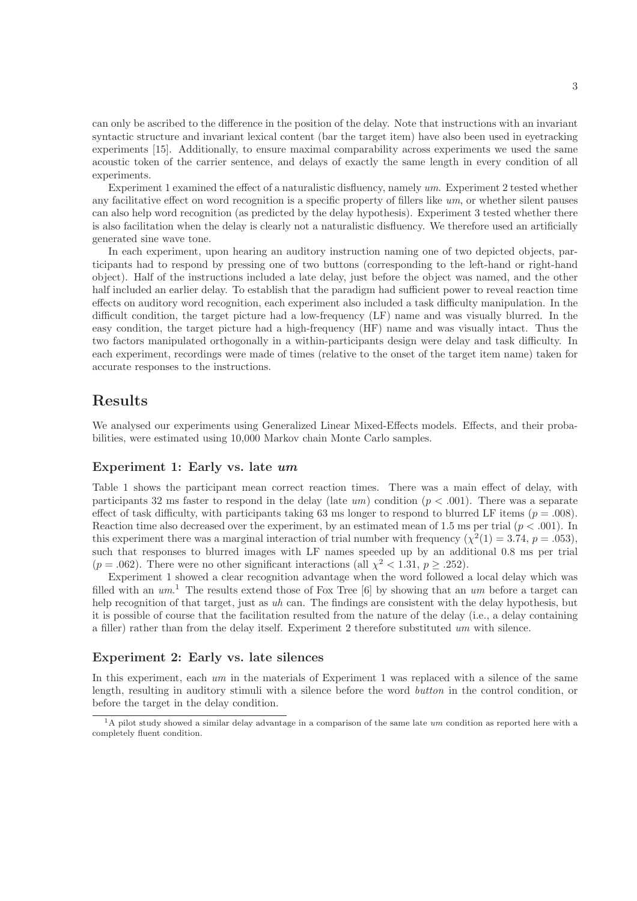can only be ascribed to the difference in the position of the delay. Note that instructions with an invariant syntactic structure and invariant lexical content (bar the target item) have also been used in eyetracking experiments [15]. Additionally, to ensure maximal comparability across experiments we used the same acoustic token of the carrier sentence, and delays of exactly the same length in every condition of all experiments.

Experiment 1 examined the effect of a naturalistic disfluency, namely *um*. Experiment 2 tested whether any facilitative effect on word recognition is a specific property of fillers like *um*, or whether silent pauses can also help word recognition (as predicted by the delay hypothesis). Experiment 3 tested whether there is also facilitation when the delay is clearly not a naturalistic disfluency. We therefore used an artificially generated sine wave tone.

In each experiment, upon hearing an auditory instruction naming one of two depicted objects, participants had to respond by pressing one of two buttons (corresponding to the left-hand or right-hand object). Half of the instructions included a late delay, just before the object was named, and the other half included an earlier delay. To establish that the paradigm had sufficient power to reveal reaction time effects on auditory word recognition, each experiment also included a task difficulty manipulation. In the difficult condition, the target picture had a low-frequency (LF) name and was visually blurred. In the easy condition, the target picture had a high-frequency (HF) name and was visually intact. Thus the two factors manipulated orthogonally in a within-participants design were delay and task difficulty. In each experiment, recordings were made of times (relative to the onset of the target item name) taken for accurate responses to the instructions.

# Results

We analysed our experiments using Generalized Linear Mixed-Effects models. Effects, and their probabilities, were estimated using 10,000 Markov chain Monte Carlo samples.

## Experiment 1: Early vs. late *um*

Table 1 shows the participant mean correct reaction times. There was a main effect of delay, with participants 32 ms faster to respond in the delay (late *um*) condition ($p < .001$). There was a separate effect of task difficulty, with participants taking 63 ms longer to respond to blurred LF items ($p = .008$). Reaction time also decreased over the experiment, by an estimated mean of 1.5 ms per trial ($p < .001$). In this experiment there was a marginal interaction of trial number with frequency ($\chi^2(1) = 3.74$, $p = .053$), such that responses to blurred images with LF names speeded up by an additional 0.8 ms per trial ($p = .062$). There were no other significant interactions (all $\chi^2 < 1.31$, $p \geq .252$).

Experiment 1 showed a clear recognition advantage when the word followed a local delay which was filled with an *um*.[1] The results extend those of Fox Tree [6] by showing that an *um* before a target can help recognition of that target, just as *uh* can. The findings are consistent with the delay hypothesis, but it is possible of course that the facilitation resulted from the nature of the delay (i.e., a delay containing a filler) rather than from the delay itself. Experiment 2 therefore substituted *um* with silence.

## Experiment 2: Early vs. late silences

In this experiment, each *um* in the materials of Experiment 1 was replaced with a silence of the same length, resulting in auditory stimuli with a silence before the word *button* in the control condition, or before the target in the delay condition.

[1] A pilot study showed a similar delay advantage in a comparison of the same late *um* condition as reported here with a completely fluent condition.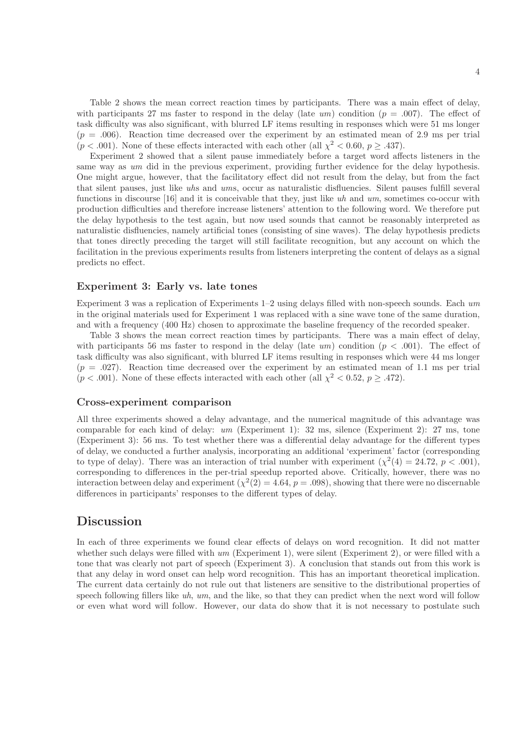Table 2 shows the mean correct reaction times by participants. There was a main effect of delay, with participants 27 ms faster to respond in the delay (late *um*) condition ($p = .007$). The effect of task difficulty was also significant, with blurred LF items resulting in responses which were 51 ms longer ($p = .006$). Reaction time decreased over the experiment by an estimated mean of 2.9 ms per trial ($p < .001$). None of these effects interacted with each other (all $\chi^2 < 0.60$, $p \geq .437$).

Experiment 2 showed that a silent pause immediately before a target word affects listeners in the same way as *um* did in the previous experiment, providing further evidence for the delay hypothesis. One might argue, however, that the facilitatory effect did not result from the delay, but from the fact that silent pauses, just like *uh*s and *um*s, occur as naturalistic disfluencies. Silent pauses fulfill several functions in discourse [16] and it is conceivable that they, just like *uh* and *um*, sometimes co-occur with production difficulties and therefore increase listeners' attention to the following word. We therefore put the delay hypothesis to the test again, but now used sounds that cannot be reasonably interpreted as naturalistic disfluencies, namely artificial tones (consisting of sine waves). The delay hypothesis predicts that tones directly preceding the target will still facilitate recognition, but any account on which the facilitation in the previous experiments results from listeners interpreting the content of delays as a signal predicts no effect.

### Experiment 3: Early vs. late tones

Experiment 3 was a replication of Experiments 1–2 using delays filled with non-speech sounds. Each *um* in the original materials used for Experiment 1 was replaced with a sine wave tone of the same duration, and with a frequency (400 Hz) chosen to approximate the baseline frequency of the recorded speaker.

Table 3 shows the mean correct reaction times by participants. There was a main effect of delay, with participants 56 ms faster to respond in the delay (late *um*) condition ($p < .001$). The effect of task difficulty was also significant, with blurred LF items resulting in responses which were 44 ms longer ($p = .027$). Reaction time decreased over the experiment by an estimated mean of 1.1 ms per trial ($p < .001$). None of these effects interacted with each other (all $\chi^2 < 0.52$, $p \geq .472$).

### Cross-experiment comparison

All three experiments showed a delay advantage, and the numerical magnitude of this advantage was comparable for each kind of delay: *um* (Experiment 1): 32 ms, silence (Experiment 2): 27 ms, tone (Experiment 3): 56 ms. To test whether there was a differential delay advantage for the different types of delay, we conducted a further analysis, incorporating an additional 'experiment' factor (corresponding to type of delay). There was an interaction of trial number with experiment ($\chi^2(4) = 24.72$, $p < .001$), corresponding to differences in the per-trial speedup reported above. Critically, however, there was no interaction between delay and experiment ($\chi^2(2) = 4.64$, $p = .098$), showing that there were no discernable differences in participants' responses to the different types of delay.

## Discussion

In each of three experiments we found clear effects of delays on word recognition. It did not matter whether such delays were filled with *um* (Experiment 1), were silent (Experiment 2), or were filled with a tone that was clearly not part of speech (Experiment 3). A conclusion that stands out from this work is that any delay in word onset can help word recognition. This has an important theoretical implication. The current data certainly do not rule out that listeners are sensitive to the distributional properties of speech following fillers like *uh*, *um*, and the like, so that they can predict when the next word will follow or even what word will follow. However, our data do show that it is not necessary to postulate such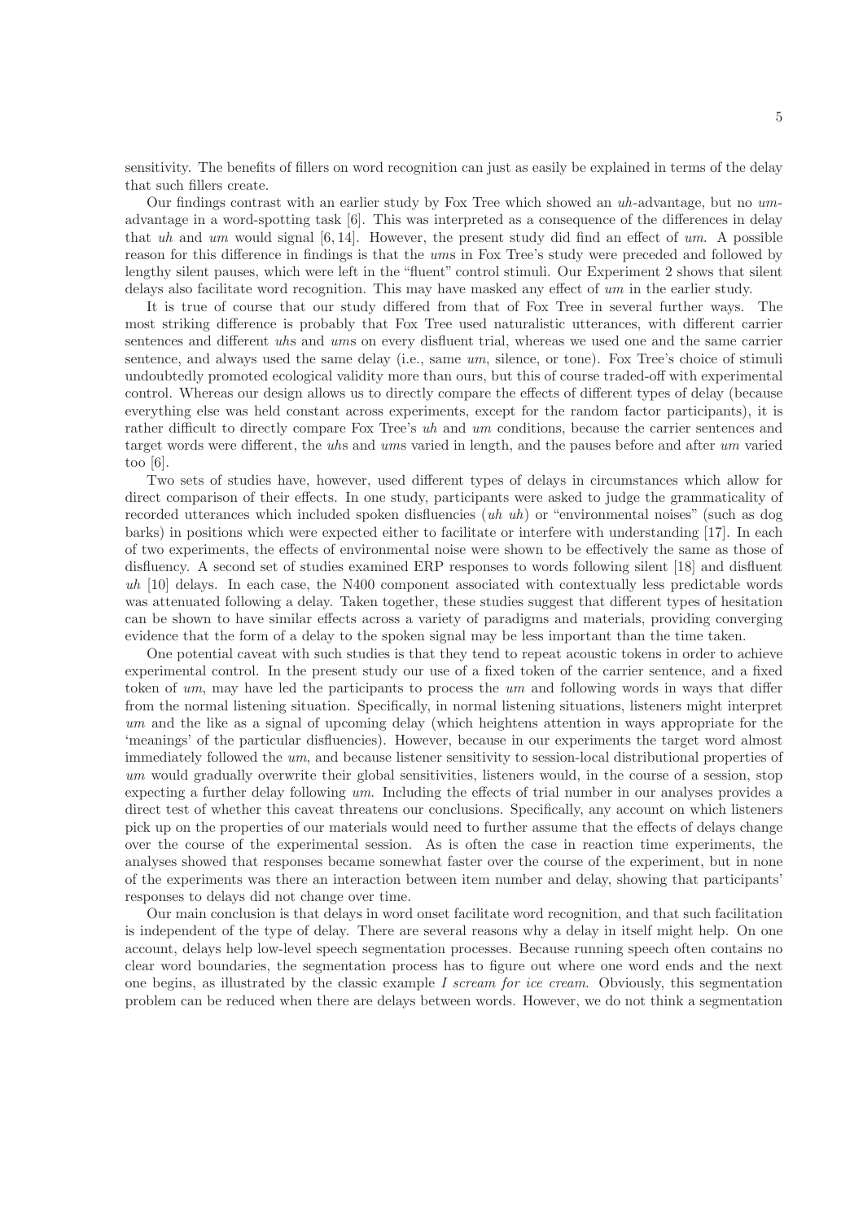sensitivity. The benefits of fillers on word recognition can just as easily be explained in terms of the delay that such fillers create.

Our findings contrast with an earlier study by Fox Tree which showed an *uh*-advantage, but no *um*-advantage in a word-spotting task [6]. This was interpreted as a consequence of the differences in delay that *uh* and *um* would signal [6, 14]. However, the present study did find an effect of *um*. A possible reason for this difference in findings is that the *um*s in Fox Tree's study were preceded and followed by lengthy silent pauses, which were left in the "fluent" control stimuli. Our Experiment 2 shows that silent delays also facilitate word recognition. This may have masked any effect of *um* in the earlier study.

It is true of course that our study differed from that of Fox Tree in several further ways. The most striking difference is probably that Fox Tree used naturalistic utterances, with different carrier sentences and different *uh*s and *um*s on every disfluent trial, whereas we used one and the same carrier sentence, and always used the same delay (i.e., same *um*, silence, or tone). Fox Tree's choice of stimuli undoubtedly promoted ecological validity more than ours, but this of course traded-off with experimental control. Whereas our design allows us to directly compare the effects of different types of delay (because everything else was held constant across experiments, except for the random factor participants), it is rather difficult to directly compare Fox Tree's *uh* and *um* conditions, because the carrier sentences and target words were different, the *uh*s and *um*s varied in length, and the pauses before and after *um* varied too [6].

Two sets of studies have, however, used different types of delays in circumstances which allow for direct comparison of their effects. In one study, participants were asked to judge the grammaticality of recorded utterances which included spoken disfluencies (*uh uh*) or "environmental noises" (such as dog barks) in positions which were expected either to facilitate or interfere with understanding [17]. In each of two experiments, the effects of environmental noise were shown to be effectively the same as those of disfluency. A second set of studies examined ERP responses to words following silent [18] and disfluent *uh* [10] delays. In each case, the N400 component associated with contextually less predictable words was attenuated following a delay. Taken together, these studies suggest that different types of hesitation can be shown to have similar effects across a variety of paradigms and materials, providing converging evidence that the form of a delay to the spoken signal may be less important than the time taken.

One potential caveat with such studies is that they tend to repeat acoustic tokens in order to achieve experimental control. In the present study our use of a fixed token of the carrier sentence, and a fixed token of *um*, may have led the participants to process the *um* and following words in ways that differ from the normal listening situation. Specifically, in normal listening situations, listeners might interpret *um* and the like as a signal of upcoming delay (which heightens attention in ways appropriate for the 'meanings' of the particular disfluencies). However, because in our experiments the target word almost immediately followed the *um*, and because listener sensitivity to session-local distributional properties of *um* would gradually overwrite their global sensitivities, listeners would, in the course of a session, stop expecting a further delay following *um*. Including the effects of trial number in our analyses provides a direct test of whether this caveat threatens our conclusions. Specifically, any account on which listeners pick up on the properties of our materials would need to further assume that the effects of delays change over the course of the experimental session. As is often the case in reaction time experiments, the analyses showed that responses became somewhat faster over the course of the experiment, but in none of the experiments was there an interaction between item number and delay, showing that participants' responses to delays did not change over time.

Our main conclusion is that delays in word onset facilitate word recognition, and that such facilitation is independent of the type of delay. There are several reasons why a delay in itself might help. On one account, delays help low-level speech segmentation processes. Because running speech often contains no clear word boundaries, the segmentation process has to figure out where one word ends and the next one begins, as illustrated by the classic example *I scream for ice cream*. Obviously, this segmentation problem can be reduced when there are delays between words. However, we do not think a segmentation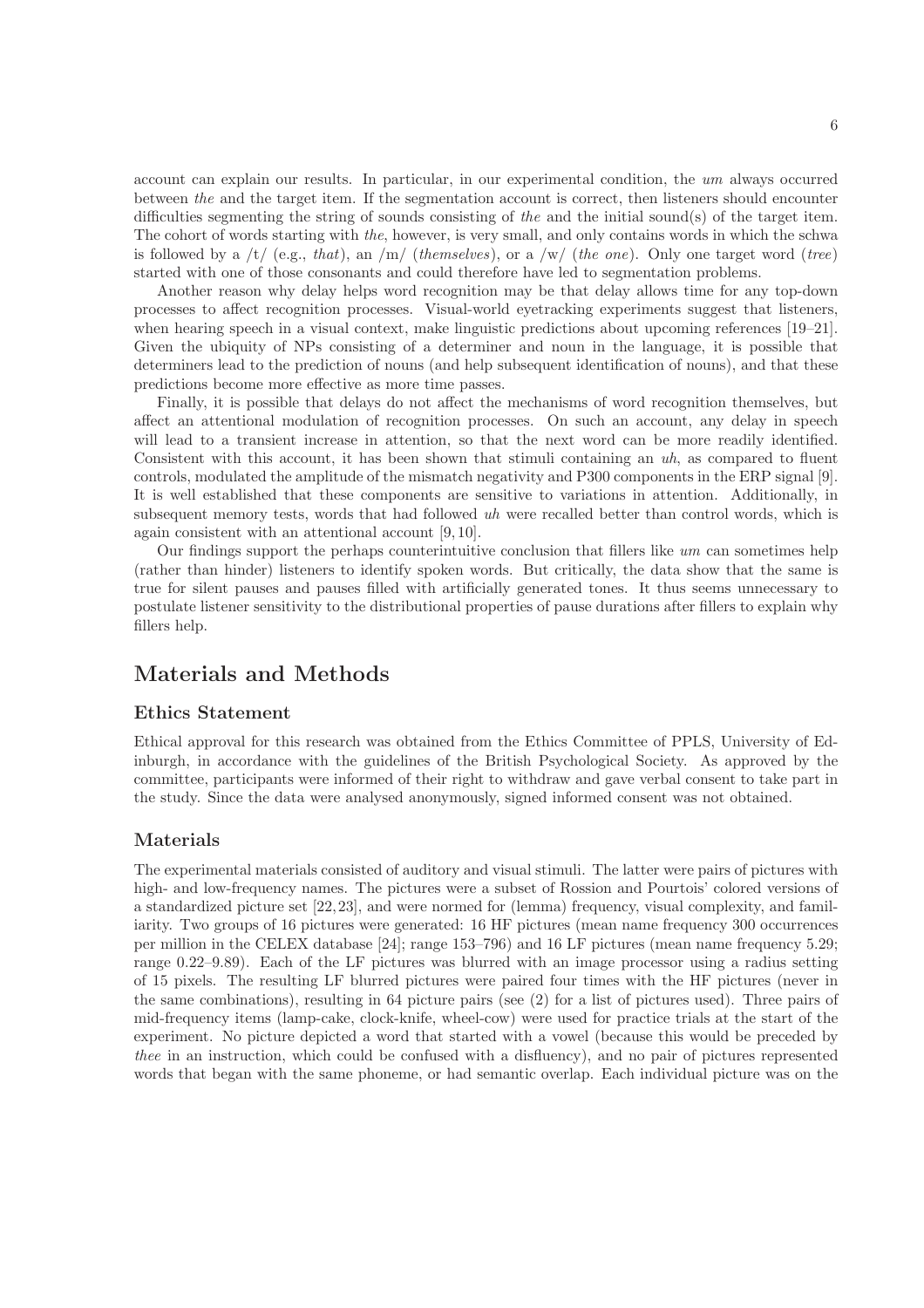account can explain our results. In particular, in our experimental condition, the *um* always occurred between *the* and the target item. If the segmentation account is correct, then listeners should encounter difficulties segmenting the string of sounds consisting of *the* and the initial sound(s) of the target item. The cohort of words starting with *the*, however, is very small, and only contains words in which the schwa is followed by a /t/ (e.g., *that*), an /m/ (*themselves*), or a /w/ (*the one*). Only one target word (*tree*) started with one of those consonants and could therefore have led to segmentation problems.

Another reason why delay helps word recognition may be that delay allows time for any top-down processes to affect recognition processes. Visual-world eyetracking experiments suggest that listeners, when hearing speech in a visual context, make linguistic predictions about upcoming references [19–21]. Given the ubiquity of NPs consisting of a determiner and noun in the language, it is possible that determiners lead to the prediction of nouns (and help subsequent identification of nouns), and that these predictions become more effective as more time passes.

Finally, it is possible that delays do not affect the mechanisms of word recognition themselves, but affect an attentional modulation of recognition processes. On such an account, any delay in speech will lead to a transient increase in attention, so that the next word can be more readily identified. Consistent with this account, it has been shown that stimuli containing an *uh*, as compared to fluent controls, modulated the amplitude of the mismatch negativity and P300 components in the ERP signal [9]. It is well established that these components are sensitive to variations in attention. Additionally, in subsequent memory tests, words that had followed *uh* were recalled better than control words, which is again consistent with an attentional account [9, 10].

Our findings support the perhaps counterintuitive conclusion that fillers like *um* can sometimes help (rather than hinder) listeners to identify spoken words. But critically, the data show that the same is true for silent pauses and pauses filled with artificially generated tones. It thus seems unnecessary to postulate listener sensitivity to the distributional properties of pause durations after fillers to explain why fillers help.

# Materials and Methods

## Ethics Statement

Ethical approval for this research was obtained from the Ethics Committee of PPLS, University of Edinburgh, in accordance with the guidelines of the British Psychological Society. As approved by the committee, participants were informed of their right to withdraw and gave verbal consent to take part in the study. Since the data were analysed anonymously, signed informed consent was not obtained.

## Materials

The experimental materials consisted of auditory and visual stimuli. The latter were pairs of pictures with high- and low-frequency names. The pictures were a subset of Rossion and Pourtois' colored versions of a standardized picture set [22, 23], and were normed for (lemma) frequency, visual complexity, and familiarity. Two groups of 16 pictures were generated: 16 HF pictures (mean name frequency 300 occurrences per million in the CELEX database [24]; range 153–796) and 16 LF pictures (mean name frequency 5.29; range 0.22–9.89). Each of the LF pictures was blurred with an image processor using a radius setting of 15 pixels. The resulting LF blurred pictures were paired four times with the HF pictures (never in the same combinations), resulting in 64 picture pairs (see (2) for a list of pictures used). Three pairs of mid-frequency items (lamp-cake, clock-knife, wheel-cow) were used for practice trials at the start of the experiment. No picture depicted a word that started with a vowel (because this would be preceded by *thee* in an instruction, which could be confused with a disfluency), and no pair of pictures represented words that began with the same phoneme, or had semantic overlap. Each individual picture was on the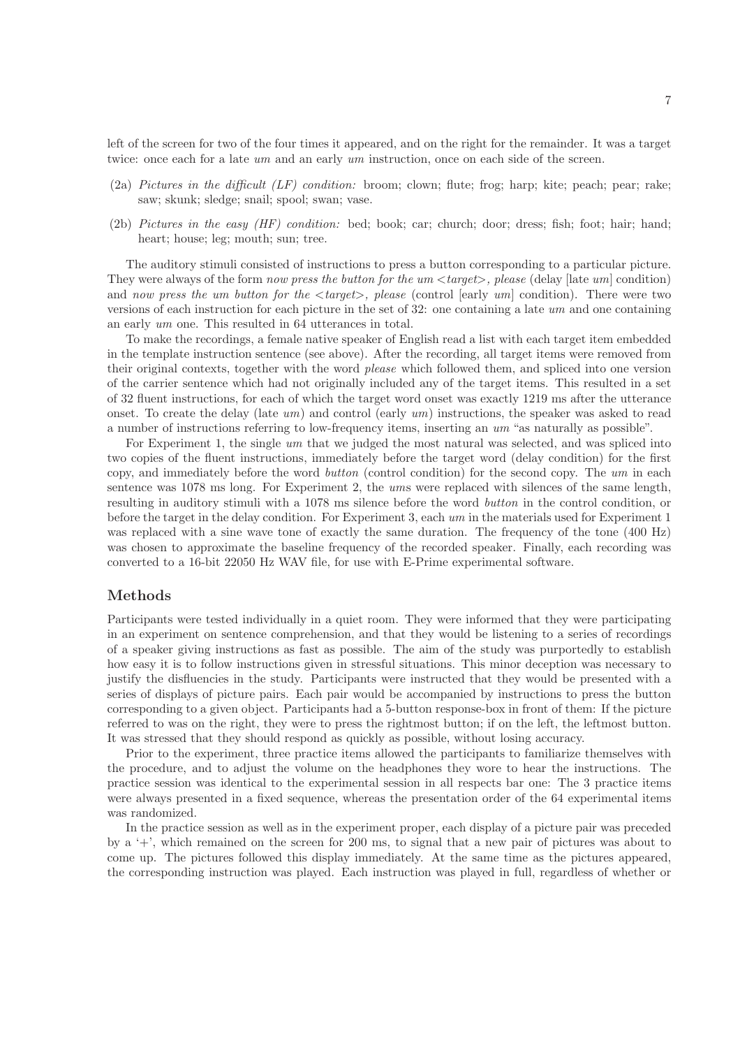left of the screen for two of the four times it appeared, and on the right for the remainder. It was a target twice: once each for a late *um* and an early *um* instruction, once on each side of the screen.

(2a) *Pictures in the difficult (LF) condition:* broom; clown; flute; frog; harp; kite; peach; pear; rake; saw; skunk; sledge; snail; spool; swan; vase.

(2b) *Pictures in the easy (HF) condition:* bed; book; car; church; door; dress; fish; foot; hair; hand; heart; house; leg; mouth; sun; tree.

The auditory stimuli consisted of instructions to press a button corresponding to a particular picture. They were always of the form *now press the button for the um <target>, please* (delay [late *um*] condition) and *now press the um button for the <target>, please* (control [early *um*] condition). There were two versions of each instruction for each picture in the set of 32: one containing a late *um* and one containing an early *um* one. This resulted in 64 utterances in total.

To make the recordings, a female native speaker of English read a list with each target item embedded in the template instruction sentence (see above). After the recording, all target items were removed from their original contexts, together with the word *please* which followed them, and spliced into one version of the carrier sentence which had not originally included any of the target items. This resulted in a set of 32 fluent instructions, for each of which the target word onset was exactly 1219 ms after the utterance onset. To create the delay (late *um*) and control (early *um*) instructions, the speaker was asked to read a number of instructions referring to low-frequency items, inserting an *um* "as naturally as possible".

For Experiment 1, the single *um* that we judged the most natural was selected, and was spliced into two copies of the fluent instructions, immediately before the target word (delay condition) for the first copy, and immediately before the word *button* (control condition) for the second copy. The *um* in each sentence was 1078 ms long. For Experiment 2, the *um*s were replaced with silences of the same length, resulting in auditory stimuli with a 1078 ms silence before the word *button* in the control condition, or before the target in the delay condition. For Experiment 3, each *um* in the materials used for Experiment 1 was replaced with a sine wave tone of exactly the same duration. The frequency of the tone (400 Hz) was chosen to approximate the baseline frequency of the recorded speaker. Finally, each recording was converted to a 16-bit 22050 Hz WAV file, for use with E-Prime experimental software.

## Methods

Participants were tested individually in a quiet room. They were informed that they were participating in an experiment on sentence comprehension, and that they would be listening to a series of recordings of a speaker giving instructions as fast as possible. The aim of the study was purportedly to establish how easy it is to follow instructions given in stressful situations. This minor deception was necessary to justify the disfluencies in the study. Participants were instructed that they would be presented with a series of displays of picture pairs. Each pair would be accompanied by instructions to press the button corresponding to a given object. Participants had a 5-button response-box in front of them: If the picture referred to was on the right, they were to press the rightmost button; if on the left, the leftmost button. It was stressed that they should respond as quickly as possible, without losing accuracy.

Prior to the experiment, three practice items allowed the participants to familiarize themselves with the procedure, and to adjust the volume on the headphones they wore to hear the instructions. The practice session was identical to the experimental session in all respects bar one: The 3 practice items were always presented in a fixed sequence, whereas the presentation order of the 64 experimental items was randomized.

In the practice session as well as in the experiment proper, each display of a picture pair was preceded by a '+', which remained on the screen for 200 ms, to signal that a new pair of pictures was about to come up. The pictures followed this display immediately. At the same time as the pictures appeared, the corresponding instruction was played. Each instruction was played in full, regardless of whether or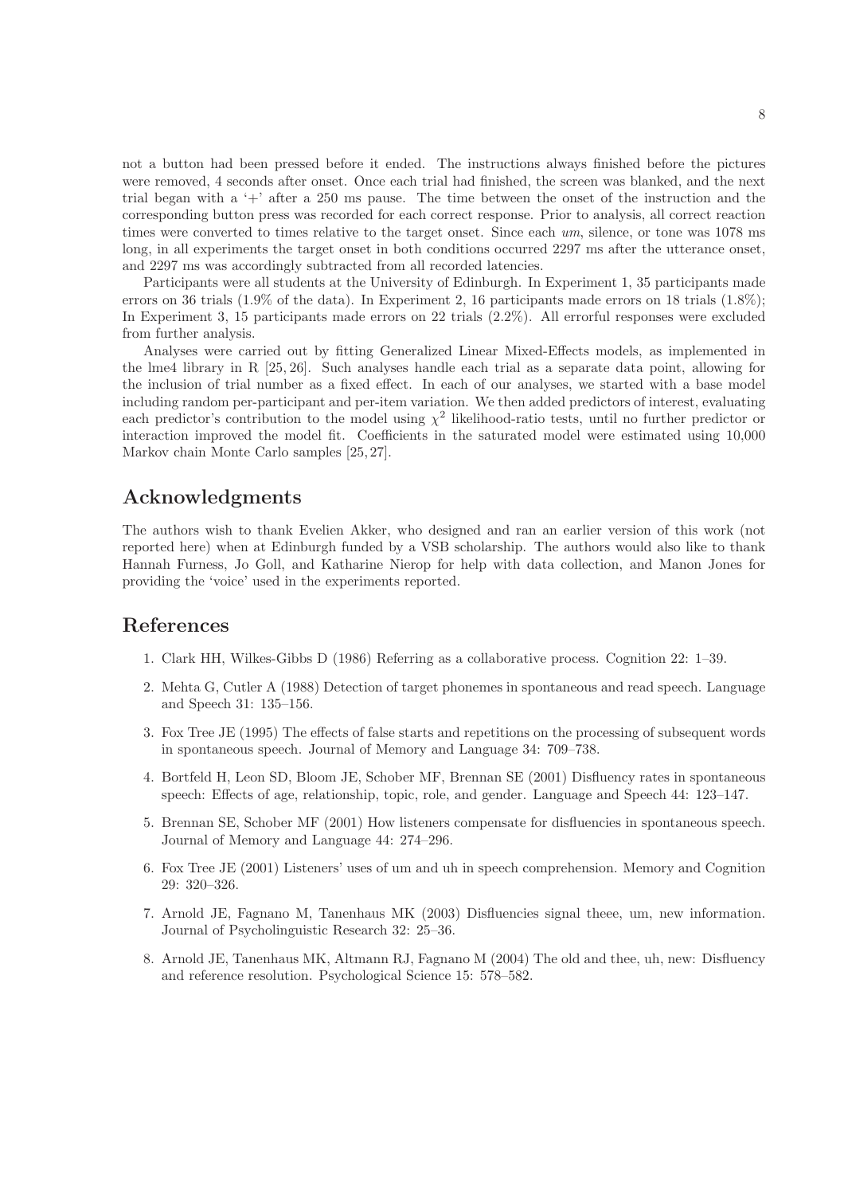not a button had been pressed before it ended. The instructions always finished before the pictures were removed, 4 seconds after onset. Once each trial had finished, the screen was blanked, and the next trial began with a '+' after a 250 ms pause. The time between the onset of the instruction and the corresponding button press was recorded for each correct response. Prior to analysis, all correct reaction times were converted to times relative to the target onset. Since each *um*, silence, or tone was 1078 ms long, in all experiments the target onset in both conditions occurred 2297 ms after the utterance onset, and 2297 ms was accordingly subtracted from all recorded latencies.

Participants were all students at the University of Edinburgh. In Experiment 1, 35 participants made errors on 36 trials (1.9% of the data). In Experiment 2, 16 participants made errors on 18 trials (1.8%); In Experiment 3, 15 participants made errors on 22 trials (2.2%). All errorful responses were excluded from further analysis.

Analyses were carried out by fitting Generalized Linear Mixed-Effects models, as implemented in the lme4 library in R [25, 26]. Such analyses handle each trial as a separate data point, allowing for the inclusion of trial number as a fixed effect. In each of our analyses, we started with a base model including random per-participant and per-item variation. We then added predictors of interest, evaluating each predictor's contribution to the model using $\chi^2$ likelihood-ratio tests, until no further predictor or interaction improved the model fit. Coefficients in the saturated model were estimated using 10,000 Markov chain Monte Carlo samples [25, 27].

## Acknowledgments

The authors wish to thank Evelien Akker, who designed and ran an earlier version of this work (not reported here) when at Edinburgh funded by a VSB scholarship. The authors would also like to thank Hannah Furness, Jo Goll, and Katharine Nierop for help with data collection, and Manon Jones for providing the 'voice' used in the experiments reported.

## References

1. Clark HH, Wilkes-Gibbs D (1986) Referring as a collaborative process. Cognition 22: 1–39.

2. Mehta G, Cutler A (1988) Detection of target phonemes in spontaneous and read speech. Language and Speech 31: 135–156.

3. Fox Tree JE (1995) The effects of false starts and repetitions on the processing of subsequent words in spontaneous speech. Journal of Memory and Language 34: 709–738.

4. Bortfeld H, Leon SD, Bloom JE, Schober MF, Brennan SE (2001) Disfluency rates in spontaneous speech: Effects of age, relationship, topic, role, and gender. Language and Speech 44: 123–147.

5. Brennan SE, Schober MF (2001) How listeners compensate for disfluencies in spontaneous speech. Journal of Memory and Language 44: 274–296.

6. Fox Tree JE (2001) Listeners' uses of um and uh in speech comprehension. Memory and Cognition 29: 320–326.

7. Arnold JE, Fagnano M, Tanenhaus MK (2003) Disfluencies signal theee, um, new information. Journal of Psycholinguistic Research 32: 25–36.

8. Arnold JE, Tanenhaus MK, Altmann RJ, Fagnano M (2004) The old and thee, uh, new: Disfluency and reference resolution. Psychological Science 15: 578–582.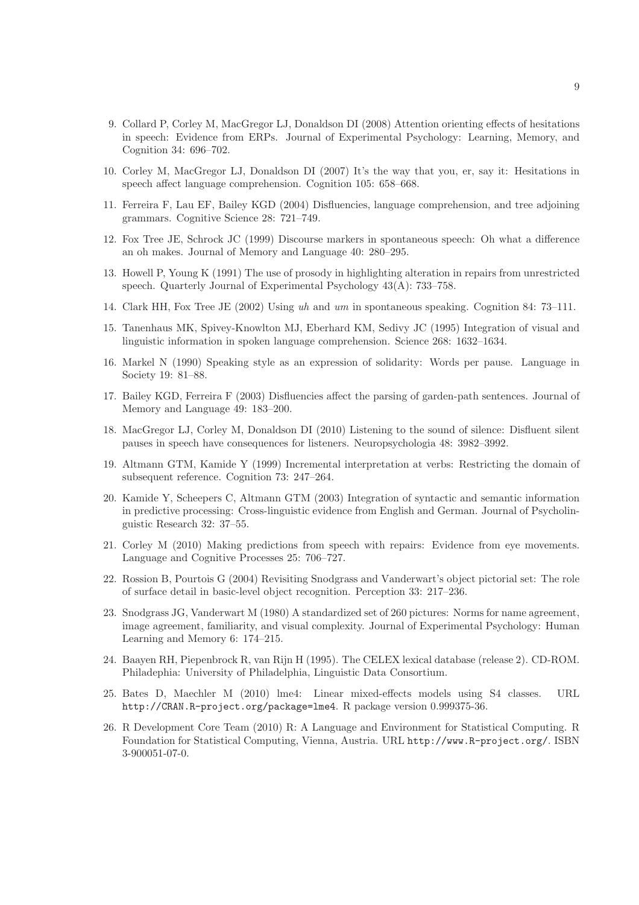9. Collard P, Corley M, MacGregor LJ, Donaldson DI (2008) Attention orienting effects of hesitations in speech: Evidence from ERPs. Journal of Experimental Psychology: Learning, Memory, and Cognition 34: 696–702.

10. Corley M, MacGregor LJ, Donaldson DI (2007) It's the way that you, er, say it: Hesitations in speech affect language comprehension. Cognition 105: 658–668.

11. Ferreira F, Lau EF, Bailey KGD (2004) Disfluencies, language comprehension, and tree adjoining grammars. Cognitive Science 28: 721–749.

12. Fox Tree JE, Schrock JC (1999) Discourse markers in spontaneous speech: Oh what a difference an oh makes. Journal of Memory and Language 40: 280–295.

13. Howell P, Young K (1991) The use of prosody in highlighting alteration in repairs from unrestricted speech. Quarterly Journal of Experimental Psychology 43(A): 733–758.

14. Clark HH, Fox Tree JE (2002) Using *uh* and *um* in spontaneous speaking. Cognition 84: 73–111.

15. Tanenhaus MK, Spivey-Knowlton MJ, Eberhard KM, Sedivy JC (1995) Integration of visual and linguistic information in spoken language comprehension. Science 268: 1632–1634.

16. Markel N (1990) Speaking style as an expression of solidarity: Words per pause. Language in Society 19: 81–88.

17. Bailey KGD, Ferreira F (2003) Disfluencies affect the parsing of garden-path sentences. Journal of Memory and Language 49: 183–200.

18. MacGregor LJ, Corley M, Donaldson DI (2010) Listening to the sound of silence: Disfluent silent pauses in speech have consequences for listeners. Neuropsychologia 48: 3982–3992.

19. Altmann GTM, Kamide Y (1999) Incremental interpretation at verbs: Restricting the domain of subsequent reference. Cognition 73: 247–264.

20. Kamide Y, Scheepers C, Altmann GTM (2003) Integration of syntactic and semantic information in predictive processing: Cross-linguistic evidence from English and German. Journal of Psycholinguistic Research 32: 37–55.

21. Corley M (2010) Making predictions from speech with repairs: Evidence from eye movements. Language and Cognitive Processes 25: 706–727.

22. Rossion B, Pourtois G (2004) Revisiting Snodgrass and Vanderwart's object pictorial set: The role of surface detail in basic-level object recognition. Perception 33: 217–236.

23. Snodgrass JG, Vanderwart M (1980) A standardized set of 260 pictures: Norms for name agreement, image agreement, familiarity, and visual complexity. Journal of Experimental Psychology: Human Learning and Memory 6: 174–215.

24. Baayen RH, Piepenbrock R, van Rijn H (1995). The CELEX lexical database (release 2). CD-ROM. Philadephia: University of Philadelphia, Linguistic Data Consortium.

25. Bates D, Maechler M (2010) lme4: Linear mixed-effects models using S4 classes. URL `http://CRAN.R-project.org/package=lme4`. R package version 0.999375-36.

26. R Development Core Team (2010) R: A Language and Environment for Statistical Computing. R Foundation for Statistical Computing, Vienna, Austria. URL `http://www.R-project.org/`. ISBN 3-900051-07-0.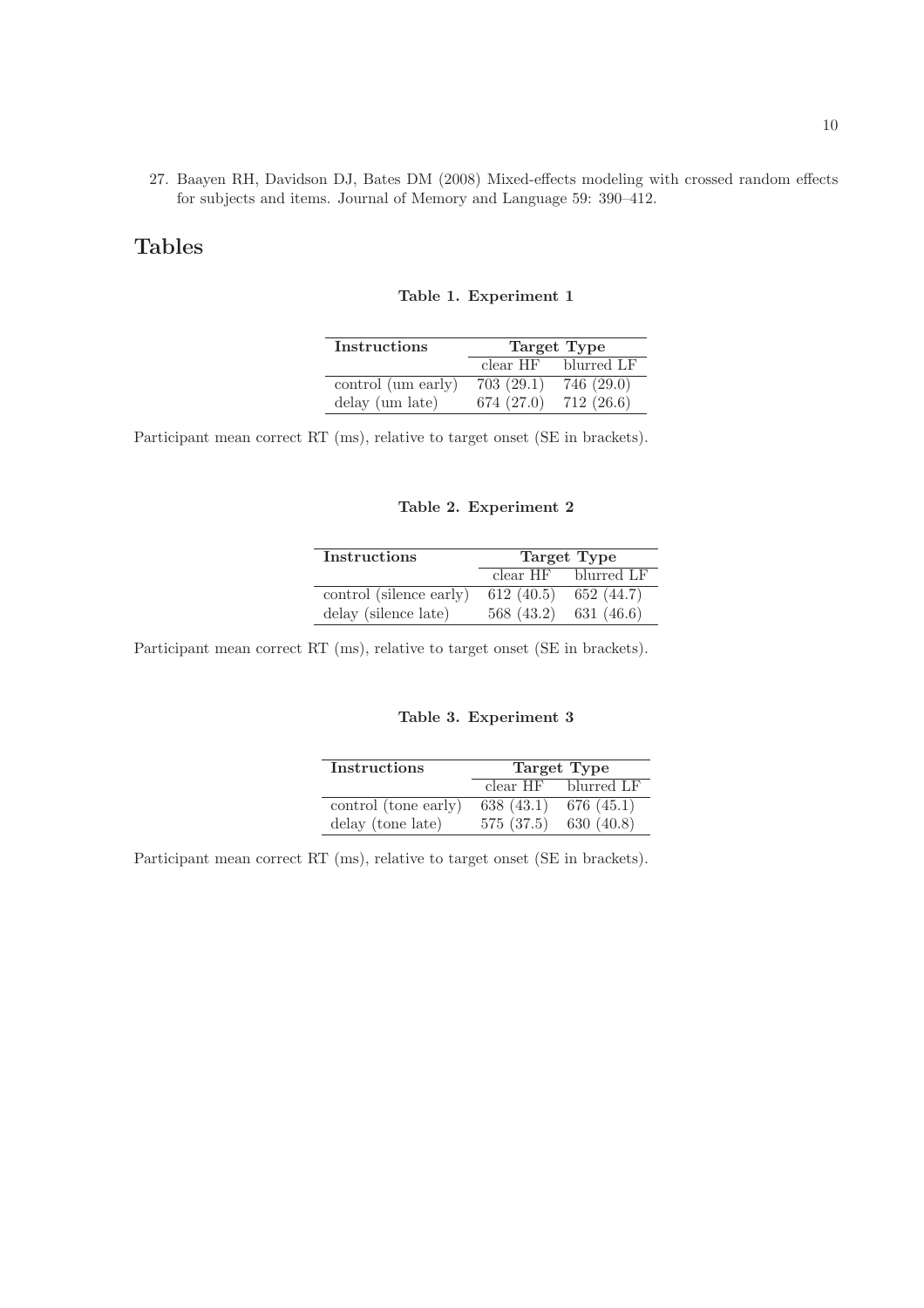27. Baayen RH, Davidson DJ, Bates DM (2008) Mixed-effects modeling with crossed random effects for subjects and items. Journal of Memory and Language 59: 390–412.

## Tables

**Table 1. Experiment 1**

| Instructions | Target Type | |
|---|---|---|
| | clear HF | blurred LF |
| control (um early) | 703 (29.1) | 746 (29.0) |
| delay (um late) | 674 (27.0) | 712 (26.6) |

Participant mean correct RT (ms), relative to target onset (SE in brackets).

**Table 2. Experiment 2**

| Instructions | Target Type | |
|---|---|---|
| | clear HF | blurred LF |
| control (silence early) | 612 (40.5) | 652 (44.7) |
| delay (silence late) | 568 (43.2) | 631 (46.6) |

Participant mean correct RT (ms), relative to target onset (SE in brackets).

**Table 3. Experiment 3**

| Instructions | Target Type | |
|---|---|---|
| | clear HF | blurred LF |
| control (tone early) | 638 (43.1) | 676 (45.1) |
| delay (tone late) | 575 (37.5) | 630 (40.8) |

Participant mean correct RT (ms), relative to target onset (SE in brackets).